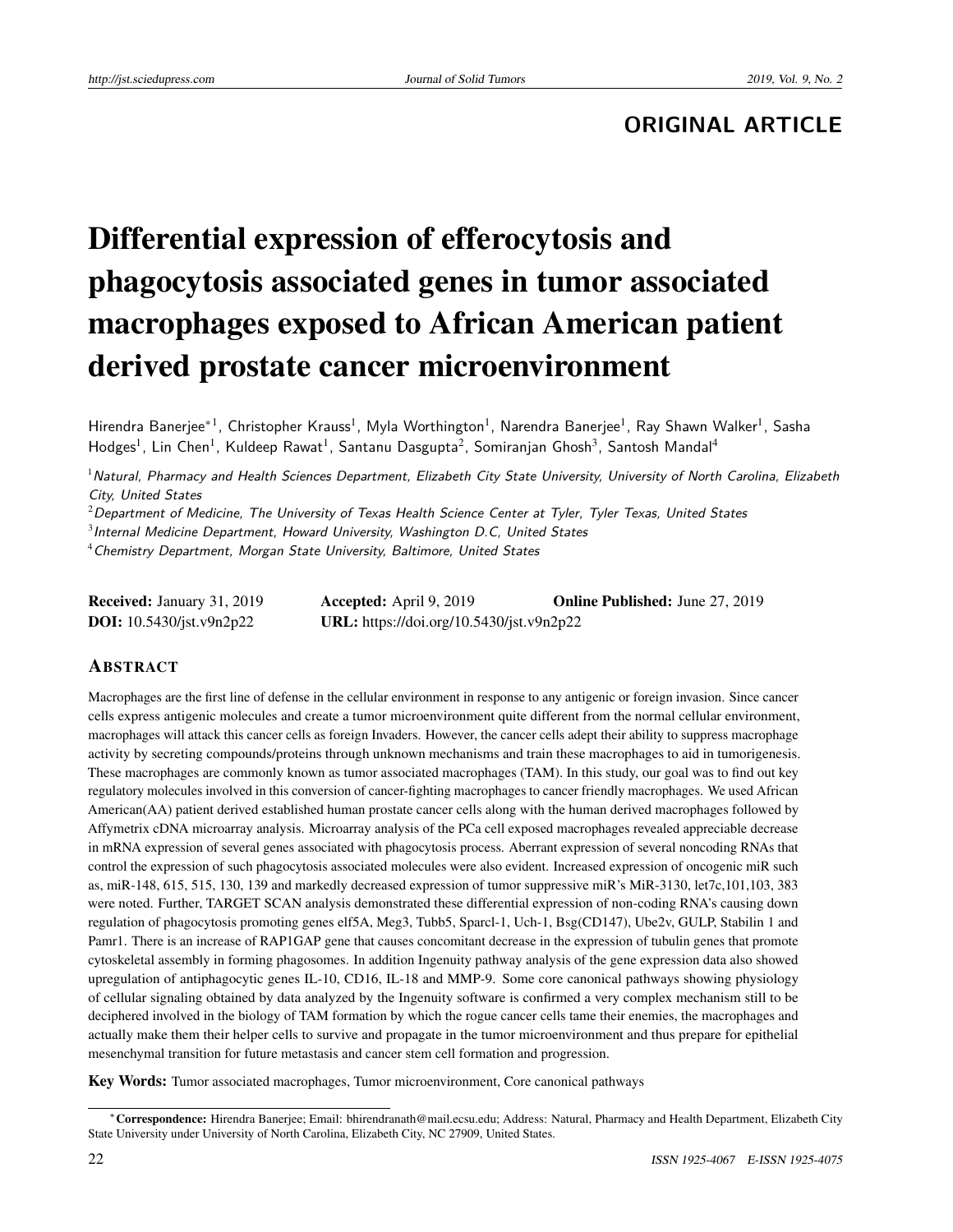ORIGINAL ARTICLE

# Differential expression of efferocytosis and phagocytosis associated genes in tumor associated macrophages exposed to African American patient derived prostate cancer microenvironment

Hirendra Banerjee*[1], Christopher Krauss[1], Myla Worthington[1], Narendra Banerjee[1], Ray Shawn Walker[1], Sasha Hodges[1], Lin Chen[1], Kuldeep Rawat[1], Santanu Dasgupta[2], Somiranjan Ghosh[3], Santosh Mandal[4]

[1] *Natural, Pharmacy and Health Sciences Department, Elizabeth City State University, University of North Carolina, Elizabeth City, United States*

[2] *Department of Medicine, The University of Texas Health Science Center at Tyler, Tyler Texas, United States*

[3] *Internal Medicine Department, Howard University, Washington D.C, United States*

[4] *Chemistry Department, Morgan State University, Baltimore, United States*

**Received:** January 31, 2019 **Accepted:** April 9, 2019 **Online Published:** June 27, 2019
**DOI:** 10.5430/jst.v9n2p22 **URL:** https://doi.org/10.5430/jst.v9n2p22

## Abstract

Macrophages are the first line of defense in the cellular environment in response to any antigenic or foreign invasion. Since cancer cells express antigenic molecules and create a tumor microenvironment quite different from the normal cellular environment, macrophages will attack this cancer cells as foreign Invaders. However, the cancer cells adept their ability to suppress macrophage activity by secreting compounds/proteins through unknown mechanisms and train these macrophages to aid in tumorigenesis. These macrophages are commonly known as tumor associated macrophages (TAM). In this study, our goal was to find out key regulatory molecules involved in this conversion of cancer-fighting macrophages to cancer friendly macrophages. We used African American(AA) patient derived established human prostate cancer cells along with the human derived macrophages followed by Affymetrix cDNA microarray analysis. Microarray analysis of the PCa cell exposed macrophages revealed appreciable decrease in mRNA expression of several genes associated with phagocytosis process. Aberrant expression of several noncoding RNAs that control the expression of such phagocytosis associated molecules were also evident. Increased expression of oncogenic miR such as, miR-148, 615, 515, 130, 139 and markedly decreased expression of tumor suppressive miR's MiR-3130, let7c,101,103, 383 were noted. Further, TARGET SCAN analysis demonstrated these differential expression of non-coding RNA's causing down regulation of phagocytosis promoting genes elf5A, Meg3, Tubb5, Sparcl-1, Uch-1, Bsg(CD147), Ube2v, GULP, Stabilin 1 and Pamr1. There is an increase of RAP1GAP gene that causes concomitant decrease in the expression of tubulin genes that promote cytoskeletal assembly in forming phagosomes. In addition Ingenuity pathway analysis of the gene expression data also showed upregulation of antiphagocytic genes IL-10, CD16, IL-18 and MMP-9. Some core canonical pathways showing physiology of cellular signaling obtained by data analyzed by the Ingenuity software is confirmed a very complex mechanism still to be deciphered involved in the biology of TAM formation by which the rogue cancer cells tame their enemies, the macrophages and actually make them their helper cells to survive and propagate in the tumor microenvironment and thus prepare for epithelial mesenchymal transition for future metastasis and cancer stem cell formation and progression.

**Key Words:** Tumor associated macrophages, Tumor microenvironment, Core canonical pathways

*Correspondence: Hirendra Banerjee; Email: bhirendranath@mail.ecsu.edu; Address: Natural, Pharmacy and Health Department, Elizabeth City State University under University of North Carolina, Elizabeth City, NC 27909, United States.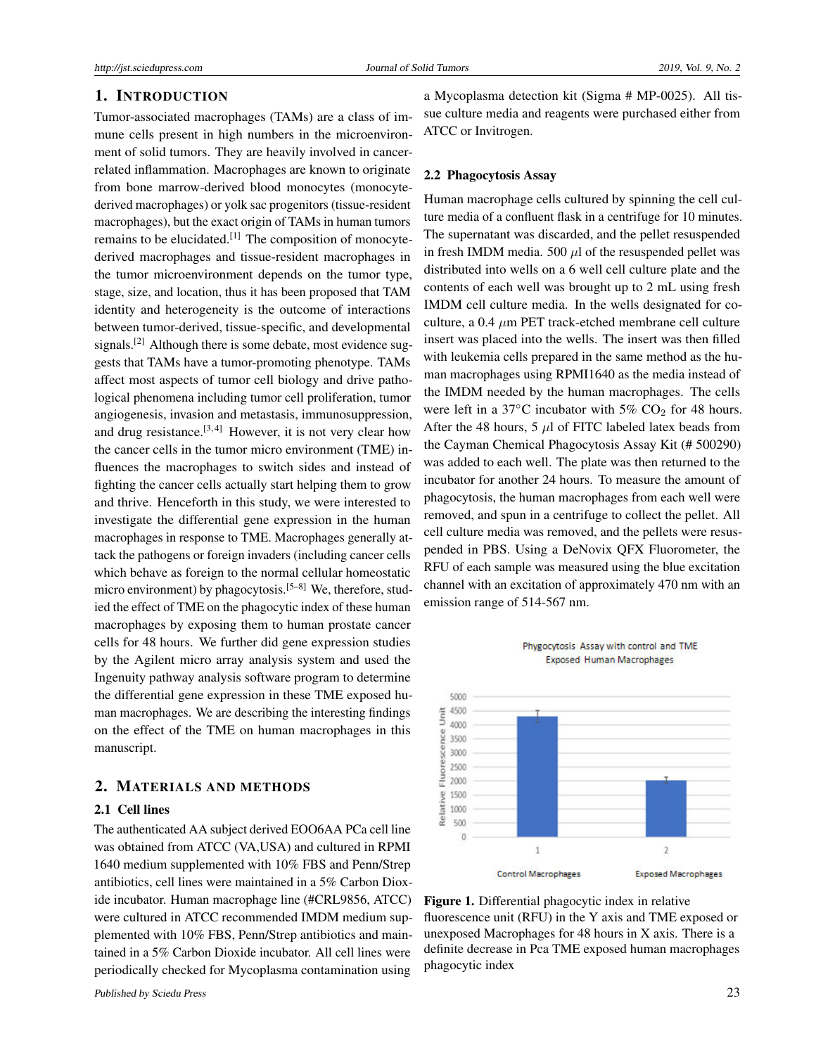## 1. INTRODUCTION

Tumor-associated macrophages (TAMs) are a class of immune cells present in high numbers in the microenvironment of solid tumors. They are heavily involved in cancer-related inflammation. Macrophages are known to originate from bone marrow-derived blood monocytes (monocyte-derived macrophages) or yolk sac progenitors (tissue-resident macrophages), but the exact origin of TAMs in human tumors remains to be elucidated.[1] The composition of monocyte-derived macrophages and tissue-resident macrophages in the tumor microenvironment depends on the tumor type, stage, size, and location, thus it has been proposed that TAM identity and heterogeneity is the outcome of interactions between tumor-derived, tissue-specific, and developmental signals.[2] Although there is some debate, most evidence suggests that TAMs have a tumor-promoting phenotype. TAMs affect most aspects of tumor cell biology and drive pathological phenomena including tumor cell proliferation, tumor angiogenesis, invasion and metastasis, immunosuppression, and drug resistance.[3,4] However, it is not very clear how the cancer cells in the tumor micro environment (TME) influences the macrophages to switch sides and instead of fighting the cancer cells actually start helping them to grow and thrive. Henceforth in this study, we were interested to investigate the differential gene expression in the human macrophages in response to TME. Macrophages generally attack the pathogens or foreign invaders (including cancer cells which behave as foreign to the normal cellular homeostatic micro environment) by phagocytosis.[5–8] We, therefore, studied the effect of TME on the phagocytic index of these human macrophages by exposing them to human prostate cancer cells for 48 hours. We further did gene expression studies by the Agilent micro array analysis system and used the Ingenuity pathway analysis software program to determine the differential gene expression in these TME exposed human macrophages. We are describing the interesting findings on the effect of the TME on human macrophages in this manuscript.

## 2. MATERIALS AND METHODS

### 2.1 Cell lines

The authenticated AA subject derived EOO6AA PCa cell line was obtained from ATCC (VA,USA) and cultured in RPMI 1640 medium supplemented with 10% FBS and Penn/Strep antibiotics, cell lines were maintained in a 5% Carbon Dioxide incubator. Human macrophage line (#CRL9856, ATCC) were cultured in ATCC recommended IMDM medium supplemented with 10% FBS, Penn/Strep antibiotics and maintained in a 5% Carbon Dioxide incubator. All cell lines were periodically checked for Mycoplasma contamination using a Mycoplasma detection kit (Sigma # MP-0025). All tissue culture media and reagents were purchased either from ATCC or Invitrogen.

### 2.2 Phagocytosis Assay

Human macrophage cells cultured by spinning the cell culture media of a confluent flask in a centrifuge for 10 minutes. The supernatant was discarded, and the pellet resuspended in fresh IMDM media. 500 $\mu$l of the resuspended pellet was distributed into wells on a 6 well cell culture plate and the contents of each well was brought up to 2 mL using fresh IMDM cell culture media. In the wells designated for co-culture, a 0.4 $\mu$m PET track-etched membrane cell culture insert was placed into the wells. The insert was then filled with leukemia cells prepared in the same method as the human macrophages using RPMI1640 as the media instead of the IMDM needed by the human macrophages. The cells were left in a 37°C incubator with 5% $CO_2$ for 48 hours. After the 48 hours, 5 $\mu$l of FITC labeled latex beads from the Cayman Chemical Phagocytosis Assay Kit (# 500290) was added to each well. The plate was then returned to the incubator for another 24 hours. To measure the amount of phagocytosis, the human macrophages from each well were removed, and spun in a centrifuge to collect the pellet. All cell culture media was removed, and the pellets were resuspended in PBS. Using a DeNovix QFX Fluorometer, the RFU of each sample was measured using the blue excitation channel with an excitation of approximately 470 nm with an emission range of 514-567 nm.

**Figure 1.** Differential phagocytic index in relative fluorescence unit (RFU) in the Y axis and TME exposed or unexposed Macrophages for 48 hours in X axis. There is a definite decrease in Pca TME exposed human macrophages phagocytic index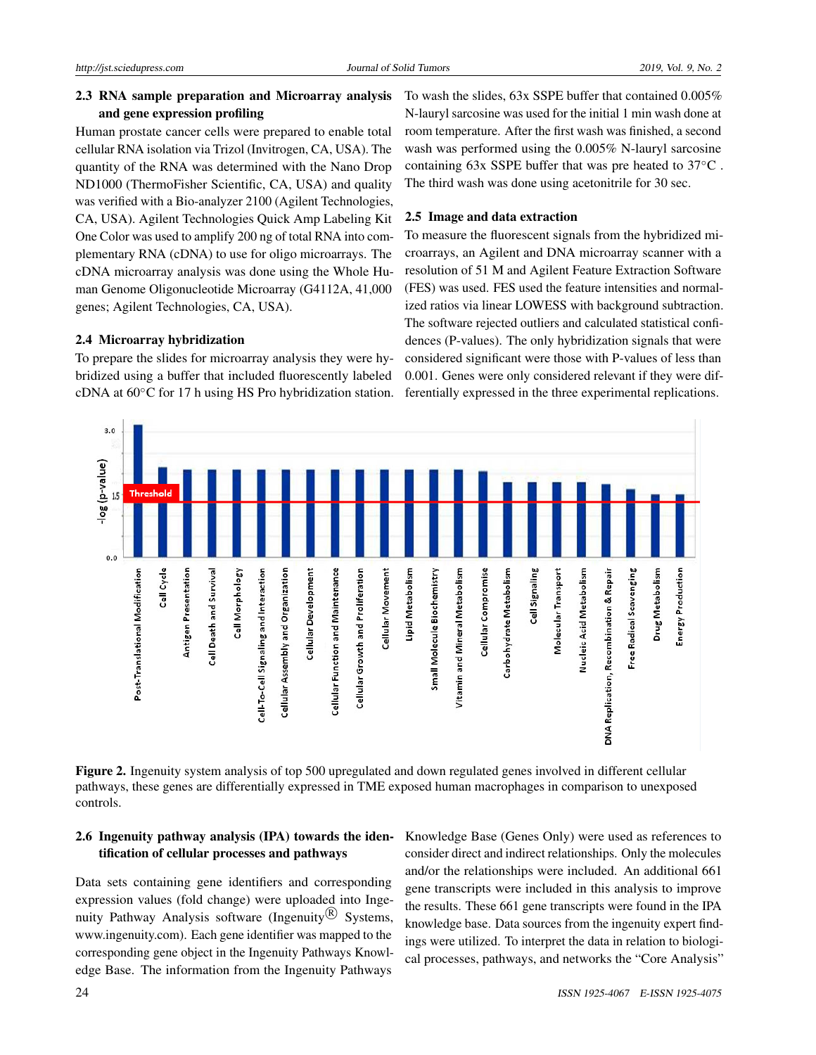### 2.3 RNA sample preparation and Microarray analysis and gene expression profiling

Human prostate cancer cells were prepared to enable total cellular RNA isolation via Trizol (Invitrogen, CA, USA). The quantity of the RNA was determined with the Nano Drop ND1000 (ThermoFisher Scientific, CA, USA) and quality was verified with a Bio-analyzer 2100 (Agilent Technologies, CA, USA). Agilent Technologies Quick Amp Labeling Kit One Color was used to amplify 200 ng of total RNA into complementary RNA (cDNA) to use for oligo microarrays. The cDNA microarray analysis was done using the Whole Human Genome Oligonucleotide Microarray (G4112A, 41,000 genes; Agilent Technologies, CA, USA).

### 2.4 Microarray hybridization

To prepare the slides for microarray analysis they were hybridized using a buffer that included fluorescently labeled cDNA at 60°C for 17 h using HS Pro hybridization station. To wash the slides, 63x SSPE buffer that contained 0.005% N-lauryl sarcosine was used for the initial 1 min wash done at room temperature. After the first wash was finished, a second wash was performed using the 0.005% N-lauryl sarcosine containing 63x SSPE buffer that was pre heated to 37°C . The third wash was done using acetonitrile for 30 sec.

### 2.5 Image and data extraction

To measure the fluorescent signals from the hybridized microarrays, an Agilent and DNA microarray scanner with a resolution of 51 M and Agilent Feature Extraction Software (FES) was used. FES used the feature intensities and normalized ratios via linear LOWESS with background subtraction. The software rejected outliers and calculated statistical confidences (P-values). The only hybridization signals that were considered significant were those with P-values of less than 0.001. Genes were only considered relevant if they were differentially expressed in the three experimental replications.

**Figure 2.** Ingenuity system analysis of top 500 upregulated and down regulated genes involved in different cellular pathways, these genes are differentially expressed in TME exposed human macrophages in comparison to unexposed controls.

### 2.6 Ingenuity pathway analysis (IPA) towards the identification of cellular processes and pathways

Data sets containing gene identifiers and corresponding expression values (fold change) were uploaded into Ingenuity Pathway Analysis software (Ingenuity® Systems, www.ingenuity.com). Each gene identifier was mapped to the corresponding gene object in the Ingenuity Pathways Knowledge Base. The information from the Ingenuity Pathways Knowledge Base (Genes Only) were used as references to consider direct and indirect relationships. Only the molecules and/or the relationships were included. An additional 661 gene transcripts were included in this analysis to improve the results. These 661 gene transcripts were found in the IPA knowledge base. Data sources from the ingenuity expert findings were utilized. To interpret the data in relation to biological processes, pathways, and networks the "Core Analysis"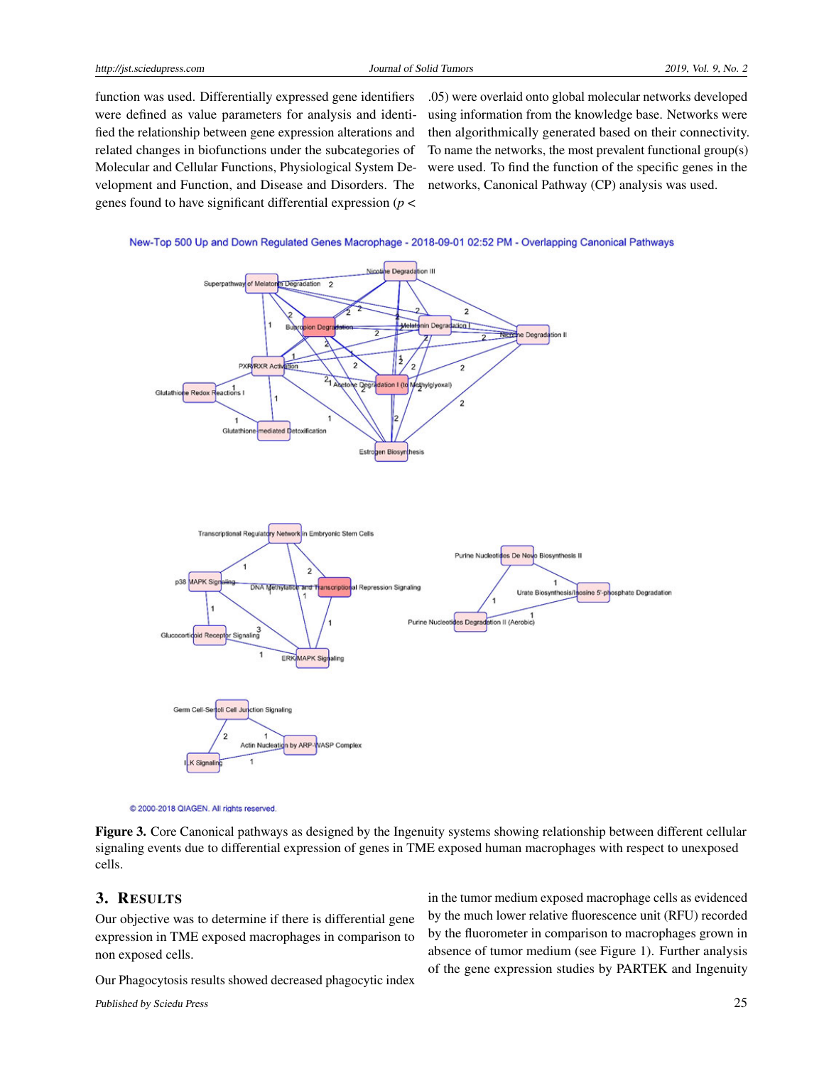function was used. Differentially expressed gene identifiers were defined as value parameters for analysis and identified the relationship between gene expression alterations and related changes in biofunctions under the subcategories of Molecular and Cellular Functions, Physiological System Development and Function, and Disease and Disorders. The genes found to have significant differential expression ($p < .05$) were overlaid onto global molecular networks developed using information from the knowledge base. Networks were then algorithmically generated based on their connectivity. To name the networks, the most prevalent functional group(s) were used. To find the function of the specific genes in the networks, Canonical Pathway (CP) analysis was used.

**Figure 3.** Core Canonical pathways as designed by the Ingenuity systems showing relationship between different cellular signaling events due to differential expression of genes in TME exposed human macrophages with respect to unexposed cells.

## 3. Results

Our objective was to determine if there is differential gene expression in TME exposed macrophages in comparison to non exposed cells.

Our Phagocytosis results showed decreased phagocytic index in the tumor medium exposed macrophage cells as evidenced by the much lower relative fluorescence unit (RFU) recorded by the fluorometer in comparison to macrophages grown in absence of tumor medium (see Figure 1). Further analysis of the gene expression studies by PARTEK and Ingenuity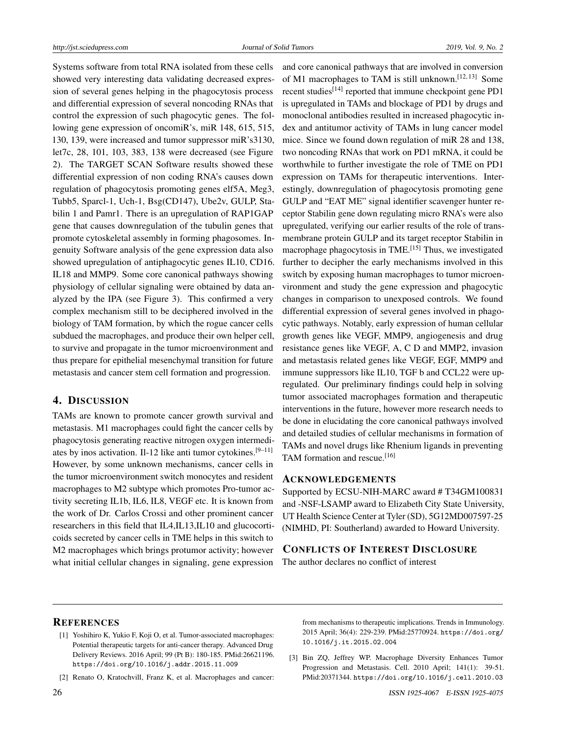Systems software from total RNA isolated from these cells showed very interesting data validating decreased expression of several genes helping in the phagocytosis process and differential expression of several noncoding RNAs that control the expression of such phagocytic genes. The following gene expression of oncomiR's, miR 148, 615, 515, 130, 139, were increased and tumor suppressor miR's3130, let7c, 28, 101, 103, 383, 138 were decreased (see Figure 2). The TARGET SCAN Software results showed these differential expression of non coding RNA's causes down regulation of phagocytosis promoting genes elf5A, Meg3, Tubb5, Sparcl-1, Uch-1, Bsg(CD147), Ube2v, GULP, Stabilin 1 and Pamr1. There is an upregulation of RAP1GAP gene that causes downregulation of the tubulin genes that promote cytoskeletal assembly in forming phagosomes. Ingenuity Software analysis of the gene expression data also showed upregulation of antiphagocytic genes IL10, CD16. IL18 and MMP9. Some core canonical pathways showing physiology of cellular signaling were obtained by data analyzed by the IPA (see Figure 3). This confirmed a very complex mechanism still to be deciphered involved in the biology of TAM formation, by which the rogue cancer cells subdued the macrophages, and produce their own helper cell, to survive and propagate in the tumor microenvironment and thus prepare for epithelial mesenchymal transition for future metastasis and cancer stem cell formation and progression.

## 4. Discussion

TAMs are known to promote cancer growth survival and metastasis. M1 macrophages could fight the cancer cells by phagocytosis generating reactive nitrogen oxygen intermediates by inos activation. Il-12 like anti tumor cytokines.[9–11] However, by some unknown mechanisms, cancer cells in the tumor microenvironment switch monocytes and resident macrophages to M2 subtype which promotes Pro-tumor activity secreting IL1b, IL6, IL8, VEGF etc. It is known from the work of Dr. Carlos Crossi and other prominent cancer researchers in this field that IL4,IL13,IL10 and glucocorticoids secreted by cancer cells in TME helps in this switch to M2 macrophages which brings protumor activity; however what initial cellular changes in signaling, gene expression and core canonical pathways that are involved in conversion of M1 macrophages to TAM is still unknown.[12, 13] Some recent studies[14] reported that immune checkpoint gene PD1 is upregulated in TAMs and blockage of PD1 by drugs and monoclonal antibodies resulted in increased phagocytic index and antitumor activity of TAMs in lung cancer model mice. Since we found down regulation of miR 28 and 138, two noncoding RNAs that work on PD1 mRNA, it could be worthwhile to further investigate the role of TME on PD1 expression on TAMs for therapeutic interventions. Interestingly, downregulation of phagocytosis promoting gene GULP and "EAT ME" signal identifier scavenger hunter receptor Stabilin gene down regulating micro RNA's were also upregulated, verifying our earlier results of the role of transmembrane protein GULP and its target receptor Stabilin in macrophage phagocytosis in TME.[15] Thus, we investigated further to decipher the early mechanisms involved in this switch by exposing human macrophages to tumor microenvironment and study the gene expression and phagocytic changes in comparison to unexposed controls. We found differential expression of several genes involved in phagocytic pathways. Notably, early expression of human cellular growth genes like VEGF, MMP9, angiogenesis and drug resistance genes like VEGF, A, C D and MMP2, invasion and metastasis related genes like VEGF, EGF, MMP9 and immune suppressors like IL10, TGF b and CCL22 were upregulated. Our preliminary findings could help in solving tumor associated macrophages formation and therapeutic interventions in the future, however more research needs to be done in elucidating the core canonical pathways involved and detailed studies of cellular mechanisms in formation of TAMs and novel drugs like Rhenium ligands in preventing TAM formation and rescue.[16]

## Acknowledgements

Supported by ECSU-NIH-MARC award # T34GM100831 and -NSF-LSAMP award to Elizabeth City State University, UT Health Science Center at Tyler (SD), 5G12MD007597-25 (NIMHD, PI: Southerland) awarded to Howard University.

## Conflicts of Interest Disclosure

The author declares no conflict of interest

## References

[1] Yoshihiro K, Yukio F, Koji O, et al. Tumor-associated macrophages: Potential therapeutic targets for anti-cancer therapy. Advanced Drug Delivery Reviews. 2016 April; 99 (Pt B): 180-185. PMid:26621196. https://doi.org/10.1016/j.addr.2015.11.009

[2] Renato O, Kratochvill, Franz K, et al. Macrophages and cancer: from mechanisms to therapeutic implications. Trends in Immunology. 2015 April; 36(4): 229-239. PMid:25770924. https://doi.org/10.1016/j.it.2015.02.004

[3] Bin ZQ, Jeffrey WP. Macrophage Diversity Enhances Tumor Progression and Metastasis. Cell. 2010 April; 141(1): 39-51. PMid:20371344. https://doi.org/10.1016/j.cell.2010.03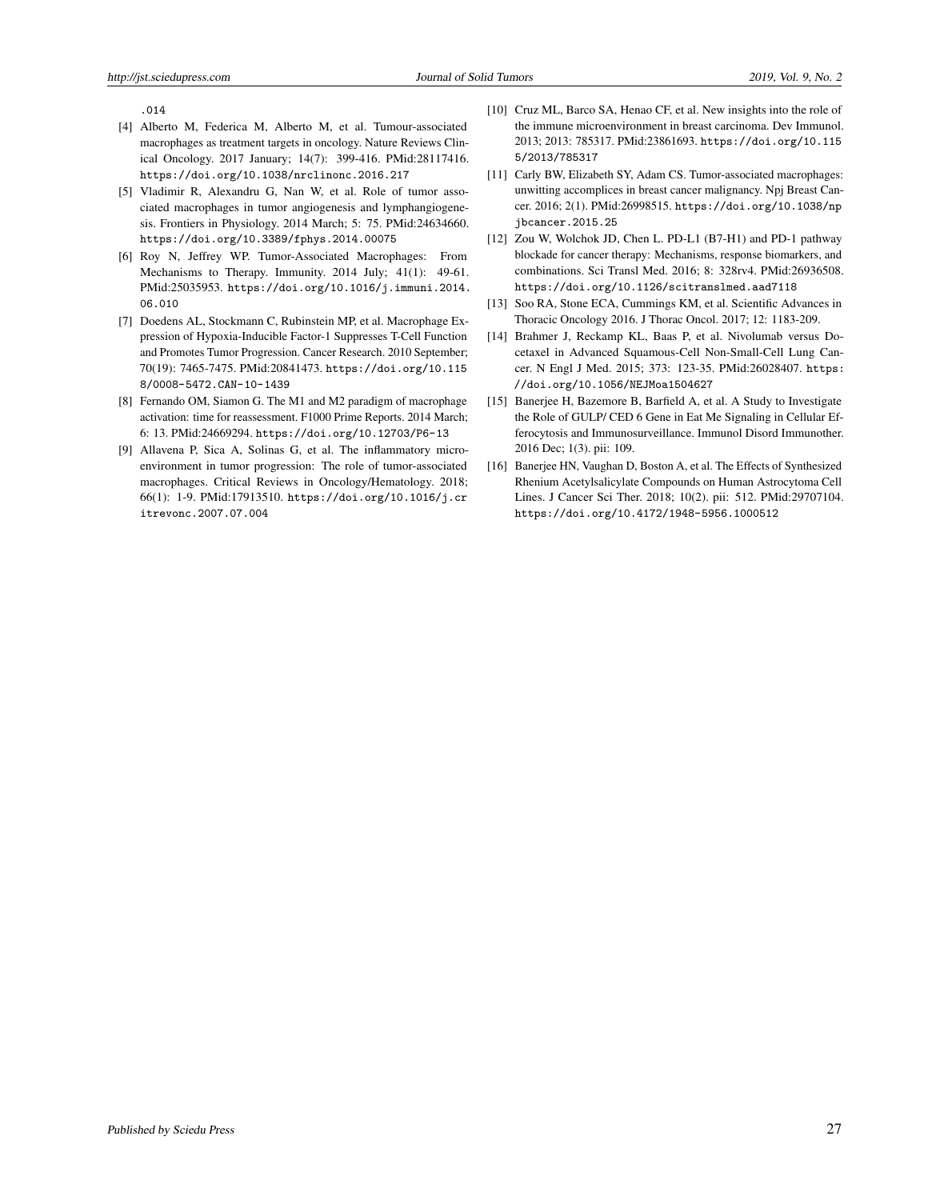.014

[4] Alberto M, Federica M, Alberto M, et al. Tumour-associated macrophages as treatment targets in oncology. Nature Reviews Clinical Oncology. 2017 January; 14(7): 399-416. PMid:28117416. https://doi.org/10.1038/nrclinonc.2016.217

[5] Vladimir R, Alexandru G, Nan W, et al. Role of tumor associated macrophages in tumor angiogenesis and lymphangiogenesis. Frontiers in Physiology. 2014 March; 5: 75. PMid:24634660. https://doi.org/10.3389/fphys.2014.00075

[6] Roy N, Jeffrey WP. Tumor-Associated Macrophages: From Mechanisms to Therapy. Immunity. 2014 July; 41(1): 49-61. PMid:25035953. https://doi.org/10.1016/j.immuni.2014.06.010

[7] Doedens AL, Stockmann C, Rubinstein MP, et al. Macrophage Expression of Hypoxia-Inducible Factor-1 Suppresses T-Cell Function and Promotes Tumor Progression. Cancer Research. 2010 September; 70(19): 7465-7475. PMid:20841473. https://doi.org/10.1158/0008-5472.CAN-10-1439

[8] Fernando OM, Siamon G. The M1 and M2 paradigm of macrophage activation: time for reassessment. F1000 Prime Reports. 2014 March; 6: 13. PMid:24669294. https://doi.org/10.12703/P6-13

[9] Allavena P, Sica A, Solinas G, et al. The inflammatory microenvironment in tumor progression: The role of tumor-associated macrophages. Critical Reviews in Oncology/Hematology. 2018; 66(1): 1-9. PMid:17913510. https://doi.org/10.1016/j.critrevonc.2007.07.004

[10] Cruz ML, Barco SA, Henao CF, et al. New insights into the role of the immune microenvironment in breast carcinoma. Dev Immunol. 2013; 2013: 785317. PMid:23861693. https://doi.org/10.1155/2013/785317

[11] Carly BW, Elizabeth SY, Adam CS. Tumor-associated macrophages: unwitting accomplices in breast cancer malignancy. Npj Breast Cancer. 2016; 2(1). PMid:26998515. https://doi.org/10.1038/npjbcancer.2015.25

[12] Zou W, Wolchok JD, Chen L. PD-L1 (B7-H1) and PD-1 pathway blockade for cancer therapy: Mechanisms, response biomarkers, and combinations. Sci Transl Med. 2016; 8: 328rv4. PMid:26936508. https://doi.org/10.1126/scitranslmed.aad7118

[13] Soo RA, Stone ECA, Cummings KM, et al. Scientific Advances in Thoracic Oncology 2016. J Thorac Oncol. 2017; 12: 1183-209.

[14] Brahmer J, Reckamp KL, Baas P, et al. Nivolumab versus Docetaxel in Advanced Squamous-Cell Non-Small-Cell Lung Cancer. N Engl J Med. 2015; 373: 123-35. PMid:26028407. https://doi.org/10.1056/NEJMoa1504627

[15] Banerjee H, Bazemore B, Barfield A, et al. A Study to Investigate the Role of GULP/ CED 6 Gene in Eat Me Signaling in Cellular Efferocytosis and Immunosurveillance. Immunol Disord Immunother. 2016 Dec; 1(3). pii: 109.

[16] Banerjee HN, Vaughan D, Boston A, et al. The Effects of Synthesized Rhenium Acetylsalicylate Compounds on Human Astrocytoma Cell Lines. J Cancer Sci Ther. 2018; 10(2). pii: 512. PMid:29707104. https://doi.org/10.4172/1948-5956.1000512